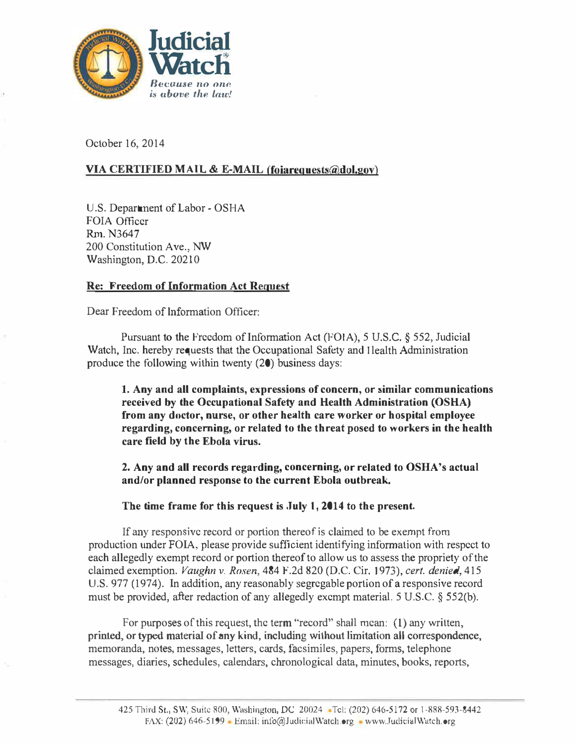**Judicial Watch**
*Because no one is above the law!*

October 16, 2014

**VIA CERTIFIED MAIL & E-MAIL (foiarequests@dol.gov)**

U.S. Department of Labor - OSHA
FOIA Officer
Rm. N3647
200 Constitution Ave., NW
Washington, D.C. 20210

**Re: Freedom of Information Act Request**

Dear Freedom of Information Officer:

Pursuant to the Freedom of Information Act (FOIA), 5 U.S.C. § 552, Judicial Watch, Inc. hereby requests that the Occupational Safety and Health Administration produce the following within twenty (20) business days:

> **1. Any and all complaints, expressions of concern, or similar communications received by the Occupational Safety and Health Administration (OSHA) from any doctor, nurse, or other health care worker or hospital employee regarding, concerning, or related to the threat posed to workers in the health care field by the Ebola virus.**
>
> **2. Any and all records regarding, concerning, or related to OSHA's actual and/or planned response to the current Ebola outbreak.**
>
> **The time frame for this request is July 1, 2014 to the present.**

If any responsive record or portion thereof is claimed to be exempt from production under FOIA, please provide sufficient identifying information with respect to each allegedly exempt record or portion thereof to allow us to assess the propriety of the claimed exemption. *Vaughn v. Rosen*, 484 F.2d 820 (D.C. Cir. 1973), *cert. denied*, 415 U.S. 977 (1974). In addition, any reasonably segregable portion of a responsive record must be provided, after redaction of any allegedly exempt material. 5 U.S.C. § 552(b).

For purposes of this request, the term "record" shall mean: (1) any written, printed, or typed material of any kind, including without limitation all correspondence, memoranda, notes, messages, letters, cards, facsimiles, papers, forms, telephone messages, diaries, schedules, calendars, chronological data, minutes, books, reports,

425 Third St., SW, Suite 800, Washington, DC 20024 • Tel: (202) 646-5172 or 1-888-593-8442
FAX: (202) 646-5199 • Email: info@JudicialWatch.org • www.JudicialWatch.org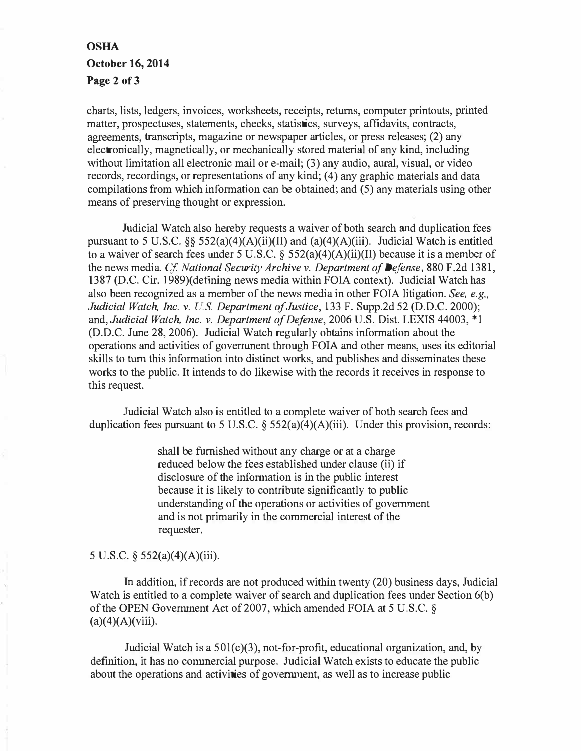charts, lists, ledgers, invoices, worksheets, receipts, returns, computer printouts, printed matter, prospectuses, statements, checks, statistics, surveys, affidavits, contracts, agreements, transcripts, magazine or newspaper articles, or press releases; (2) any electronically, magnetically, or mechanically stored material of any kind, including without limitation all electronic mail or e-mail; (3) any audio, aural, visual, or video records, recordings, or representations of any kind; (4) any graphic materials and data compilations from which information can be obtained; and (5) any materials using other means of preserving thought or expression.

Judicial Watch also hereby requests a waiver of both search and duplication fees pursuant to 5 U.S.C. §§ 552(a)(4)(A)(ii)(II) and (a)(4)(A)(iii). Judicial Watch is entitled to a waiver of search fees under 5 U.S.C. § 552(a)(4)(A)(ii)(II) because it is a member of the news media. *Cf. National Security Archive v. Department of Defense*, 880 F.2d 1381, 1387 (D.C. Cir. 1989)(defining news media within FOIA context). Judicial Watch has also been recognized as a member of the news media in other FOIA litigation. *See, e.g., Judicial Watch, Inc. v. U.S. Department of Justice*, 133 F. Supp.2d 52 (D.D.C. 2000); and, *Judicial Watch, Inc. v. Department of Defense*, 2006 U.S. Dist. LEXIS 44003, *1 (D.D.C. June 28, 2006). Judicial Watch regularly obtains information about the operations and activities of government through FOIA and other means, uses its editorial skills to turn this information into distinct works, and publishes and disseminates these works to the public. It intends to do likewise with the records it receives in response to this request.

Judicial Watch also is entitled to a complete waiver of both search fees and duplication fees pursuant to 5 U.S.C. § 552(a)(4)(A)(iii). Under this provision, records:

> shall be furnished without any charge or at a charge reduced below the fees established under clause (ii) if disclosure of the information is in the public interest because it is likely to contribute significantly to public understanding of the operations or activities of government and is not primarily in the commercial interest of the requester.

5 U.S.C. § 552(a)(4)(A)(iii).

In addition, if records are not produced within twenty (20) business days, Judicial Watch is entitled to a complete waiver of search and duplication fees under Section 6(b) of the OPEN Government Act of 2007, which amended FOIA at 5 U.S.C. § (a)(4)(A)(viii).

Judicial Watch is a 501(c)(3), not-for-profit, educational organization, and, by definition, it has no commercial purpose. Judicial Watch exists to educate the public about the operations and activities of government, as well as to increase public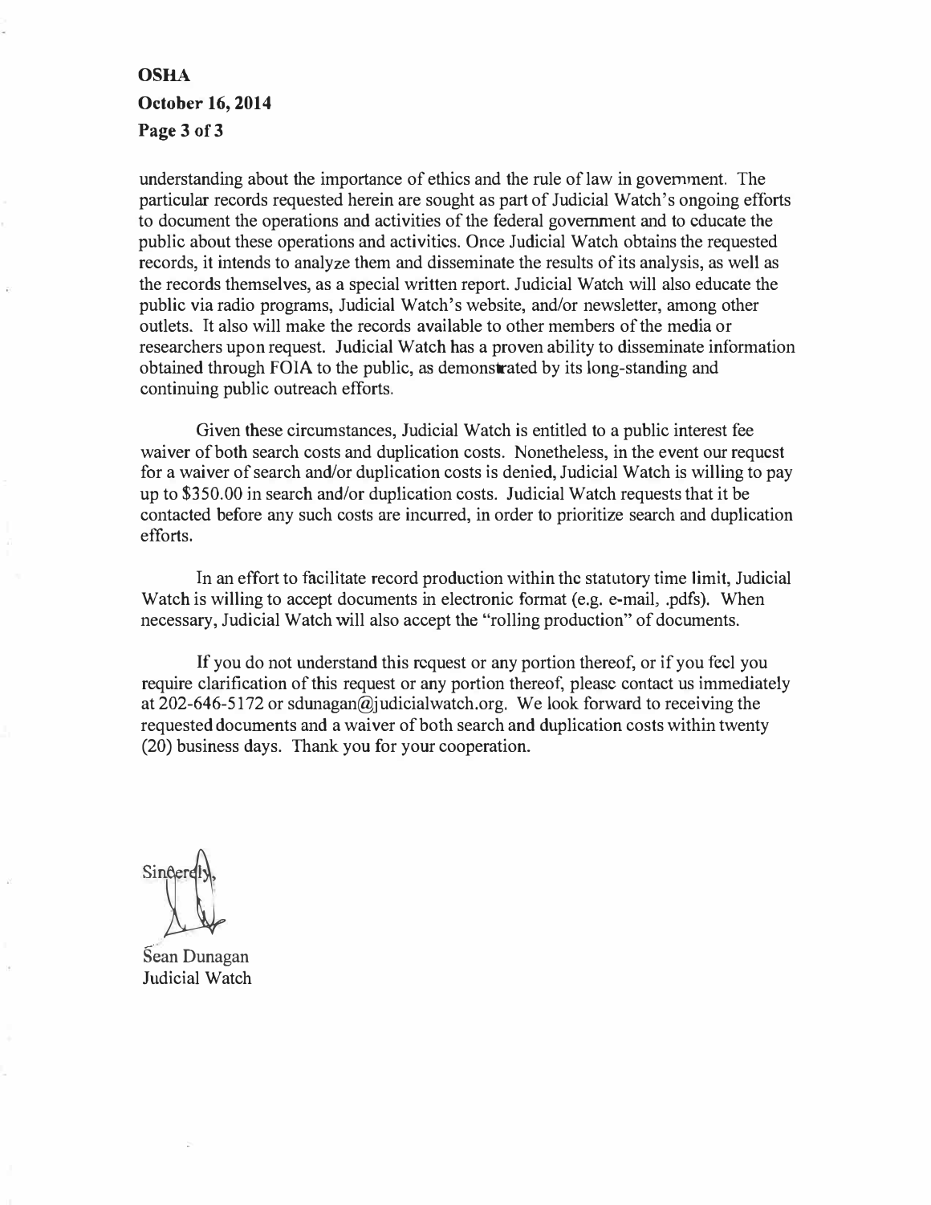understanding about the importance of ethics and the rule of law in government. The particular records requested herein are sought as part of Judicial Watch's ongoing efforts to document the operations and activities of the federal government and to educate the public about these operations and activities. Once Judicial Watch obtains the requested records, it intends to analyze them and disseminate the results of its analysis, as well as the records themselves, as a special written report. Judicial Watch will also educate the public via radio programs, Judicial Watch's website, and/or newsletter, among other outlets. It also will make the records available to other members of the media or researchers upon request. Judicial Watch has a proven ability to disseminate information obtained through FOIA to the public, as demonstrated by its long-standing and continuing public outreach efforts.

Given these circumstances, Judicial Watch is entitled to a public interest fee waiver of both search costs and duplication costs. Nonetheless, in the event our request for a waiver of search and/or duplication costs is denied, Judicial Watch is willing to pay up to $350.00 in search and/or duplication costs. Judicial Watch requests that it be contacted before any such costs are incurred, in order to prioritize search and duplication efforts.

In an effort to facilitate record production within the statutory time limit, Judicial Watch is willing to accept documents in electronic format (e.g. e-mail, .pdfs). When necessary, Judicial Watch will also accept the "rolling production" of documents.

If you do not understand this request or any portion thereof, or if you feel you require clarification of this request or any portion thereof, please contact us immediately at 202-646-5172 or sdunagan@judicialwatch.org. We look forward to receiving the requested documents and a waiver of both search and duplication costs within twenty (20) business days. Thank you for your cooperation.

Sincerely,

Sean Dunagan
Judicial Watch